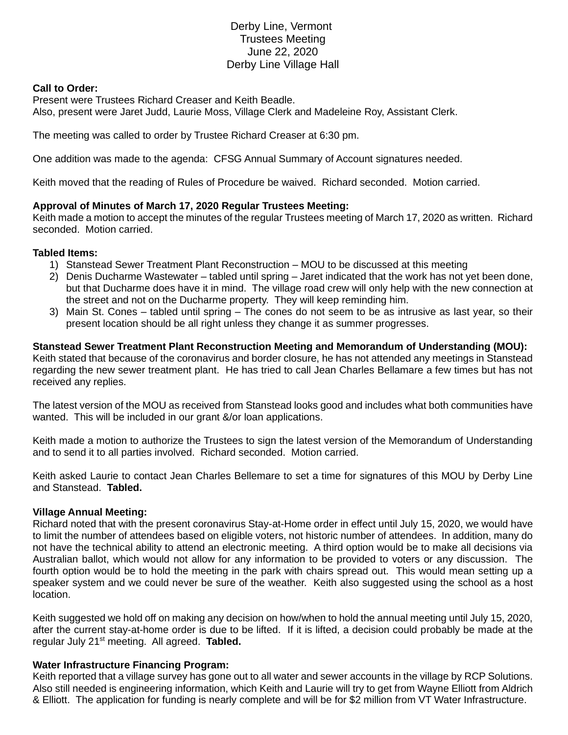# Derby Line, Vermont
## Trustees Meeting
## June 22, 2020
## Derby Line Village Hall

**Call to Order:**
Present were Trustees Richard Creaser and Keith Beadle.
Also, present were Jaret Judd, Laurie Moss, Village Clerk and Madeleine Roy, Assistant Clerk.

The meeting was called to order by Trustee Richard Creaser at 6:30 pm.

One addition was made to the agenda: CFSG Annual Summary of Account signatures needed.

Keith moved that the reading of Rules of Procedure be waived. Richard seconded. Motion carried.

**Approval of Minutes of March 17, 2020 Regular Trustees Meeting:**
Keith made a motion to accept the minutes of the regular Trustees meeting of March 17, 2020 as written. Richard seconded. Motion carried.

**Tabled Items:**
1) Stanstead Sewer Treatment Plant Reconstruction – MOU to be discussed at this meeting
2) Denis Ducharme Wastewater – tabled until spring – Jaret indicated that the work has not yet been done, but that Ducharme does have it in mind. The village road crew will only help with the new connection at the street and not on the Ducharme property. They will keep reminding him.
3) Main St. Cones – tabled until spring – The cones do not seem to be as intrusive as last year, so their present location should be all right unless they change it as summer progresses.

**Stanstead Sewer Treatment Plant Reconstruction Meeting and Memorandum of Understanding (MOU):**
Keith stated that because of the coronavirus and border closure, he has not attended any meetings in Stanstead regarding the new sewer treatment plant. He has tried to call Jean Charles Bellamare a few times but has not received any replies.

The latest version of the MOU as received from Stanstead looks good and includes what both communities have wanted. This will be included in our grant &/or loan applications.

Keith made a motion to authorize the Trustees to sign the latest version of the Memorandum of Understanding and to send it to all parties involved. Richard seconded. Motion carried.

Keith asked Laurie to contact Jean Charles Bellamare to set a time for signatures of this MOU by Derby Line and Stanstead. **Tabled.**

**Village Annual Meeting:**
Richard noted that with the present coronavirus Stay-at-Home order in effect until July 15, 2020, we would have to limit the number of attendees based on eligible voters, not historic number of attendees. In addition, many do not have the technical ability to attend an electronic meeting. A third option would be to make all decisions via Australian ballot, which would not allow for any information to be provided to voters or any discussion. The fourth option would be to hold the meeting in the park with chairs spread out. This would mean setting up a speaker system and we could never be sure of the weather. Keith also suggested using the school as a host location.

Keith suggested we hold off on making any decision on how/when to hold the annual meeting until July 15, 2020, after the current stay-at-home order is due to be lifted. If it is lifted, a decision could probably be made at the regular July 21st meeting. All agreed. **Tabled.**

**Water Infrastructure Financing Program:**
Keith reported that a village survey has gone out to all water and sewer accounts in the village by RCP Solutions. Also still needed is engineering information, which Keith and Laurie will try to get from Wayne Elliott from Aldrich & Elliott. The application for funding is nearly complete and will be for $2 million from VT Water Infrastructure.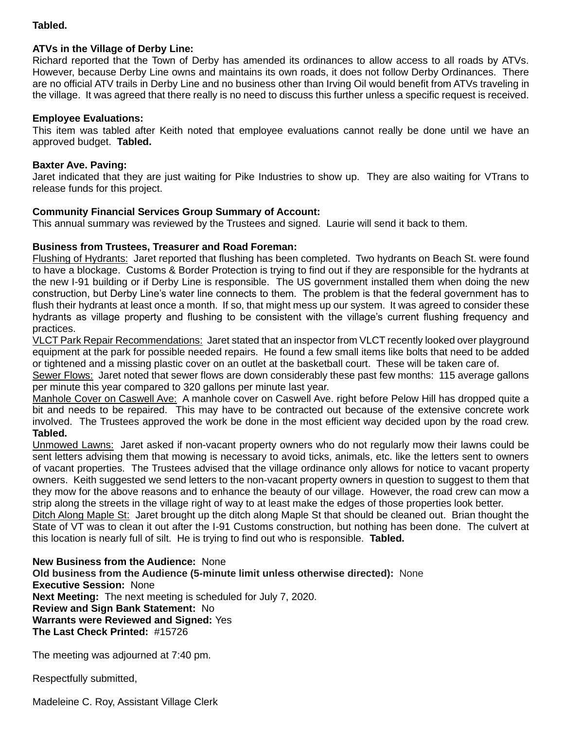**Tabled.**

**ATVs in the Village of Derby Line:**
Richard reported that the Town of Derby has amended its ordinances to allow access to all roads by ATVs. However, because Derby Line owns and maintains its own roads, it does not follow Derby Ordinances. There are no official ATV trails in Derby Line and no business other than Irving Oil would benefit from ATVs traveling in the village. It was agreed that there really is no need to discuss this further unless a specific request is received.

**Employee Evaluations:**
This item was tabled after Keith noted that employee evaluations cannot really be done until we have an approved budget. **Tabled.**

**Baxter Ave. Paving:**
Jaret indicated that they are just waiting for Pike Industries to show up. They are also waiting for VTrans to release funds for this project.

**Community Financial Services Group Summary of Account:**
This annual summary was reviewed by the Trustees and signed. Laurie will send it back to them.

**Business from Trustees, Treasurer and Road Foreman:**
<u>Flushing of Hydrants:</u> Jaret reported that flushing has been completed. Two hydrants on Beach St. were found to have a blockage. Customs & Border Protection is trying to find out if they are responsible for the hydrants at the new I-91 building or if Derby Line is responsible. The US government installed them when doing the new construction, but Derby Line's water line connects to them. The problem is that the federal government has to flush their hydrants at least once a month. If so, that might mess up our system. It was agreed to consider these hydrants as village property and flushing to be consistent with the village's current flushing frequency and practices.
<u>VLCT Park Repair Recommendations:</u> Jaret stated that an inspector from VLCT recently looked over playground equipment at the park for possible needed repairs. He found a few small items like bolts that need to be added or tightened and a missing plastic cover on an outlet at the basketball court. These will be taken care of.
<u>Sewer Flows:</u> Jaret noted that sewer flows are down considerably these past few months: 115 average gallons per minute this year compared to 320 gallons per minute last year.
<u>Manhole Cover on Caswell Ave:</u> A manhole cover on Caswell Ave. right before Pelow Hill has dropped quite a bit and needs to be repaired. This may have to be contracted out because of the extensive concrete work involved. The Trustees approved the work be done in the most efficient way decided upon by the road crew. **Tabled.**
<u>Unmowed Lawns:</u> Jaret asked if non-vacant property owners who do not regularly mow their lawns could be sent letters advising them that mowing is necessary to avoid ticks, animals, etc. like the letters sent to owners of vacant properties. The Trustees advised that the village ordinance only allows for notice to vacant property owners. Keith suggested we send letters to the non-vacant property owners in question to suggest to them that they mow for the above reasons and to enhance the beauty of our village. However, the road crew can mow a strip along the streets in the village right of way to at least make the edges of those properties look better.
<u>Ditch Along Maple St:</u> Jaret brought up the ditch along Maple St that should be cleaned out. Brian thought the State of VT was to clean it out after the I-91 Customs construction, but nothing has been done. The culvert at this location is nearly full of silt. He is trying to find out who is responsible. **Tabled.**

**New Business from the Audience:** None
**Old business from the Audience (5-minute limit unless otherwise directed):** None
**Executive Session:** None
**Next Meeting:** The next meeting is scheduled for July 7, 2020.
**Review and Sign Bank Statement:** No
**Warrants were Reviewed and Signed:** Yes
**The Last Check Printed:** #15726

The meeting was adjourned at 7:40 pm.

Respectfully submitted,

Madeleine C. Roy, Assistant Village Clerk